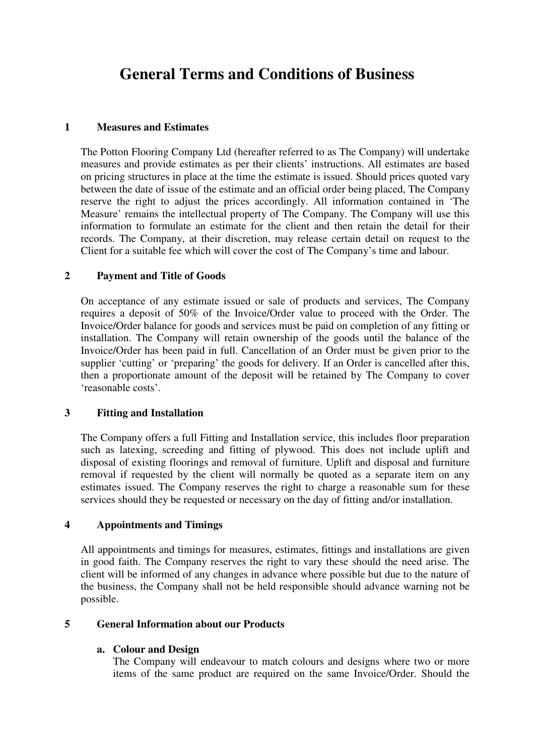# General Terms and Conditions of Business

## 1 Measures and Estimates

The Potton Flooring Company Ltd (hereafter referred to as The Company) will undertake measures and provide estimates as per their clients' instructions. All estimates are based on pricing structures in place at the time the estimate is issued. Should prices quoted vary between the date of issue of the estimate and an official order being placed, The Company reserve the right to adjust the prices accordingly. All information contained in 'The Measure' remains the intellectual property of The Company. The Company will use this information to formulate an estimate for the client and then retain the detail for their records. The Company, at their discretion, may release certain detail on request to the Client for a suitable fee which will cover the cost of The Company's time and labour.

## 2 Payment and Title of Goods

On acceptance of any estimate issued or sale of products and services, The Company requires a deposit of 50% of the Invoice/Order value to proceed with the Order. The Invoice/Order balance for goods and services must be paid on completion of any fitting or installation. The Company will retain ownership of the goods until the balance of the Invoice/Order has been paid in full. Cancellation of an Order must be given prior to the supplier 'cutting' or 'preparing' the goods for delivery. If an Order is cancelled after this, then a proportionate amount of the deposit will be retained by The Company to cover 'reasonable costs'.

## 3 Fitting and Installation

The Company offers a full Fitting and Installation service, this includes floor preparation such as latexing, screeding and fitting of plywood. This does not include uplift and disposal of existing floorings and removal of furniture. Uplift and disposal and furniture removal if requested by the client will normally be quoted as a separate item on any estimates issued. The Company reserves the right to charge a reasonable sum for these services should they be requested or necessary on the day of fitting and/or installation.

## 4 Appointments and Timings

All appointments and timings for measures, estimates, fittings and installations are given in good faith. The Company reserves the right to vary these should the need arise. The client will be informed of any changes in advance where possible but due to the nature of the business, the Company shall not be held responsible should advance warning not be possible.

## 5 General Information about our Products

### a. Colour and Design

The Company will endeavour to match colours and designs where two or more items of the same product are required on the same Invoice/Order. Should the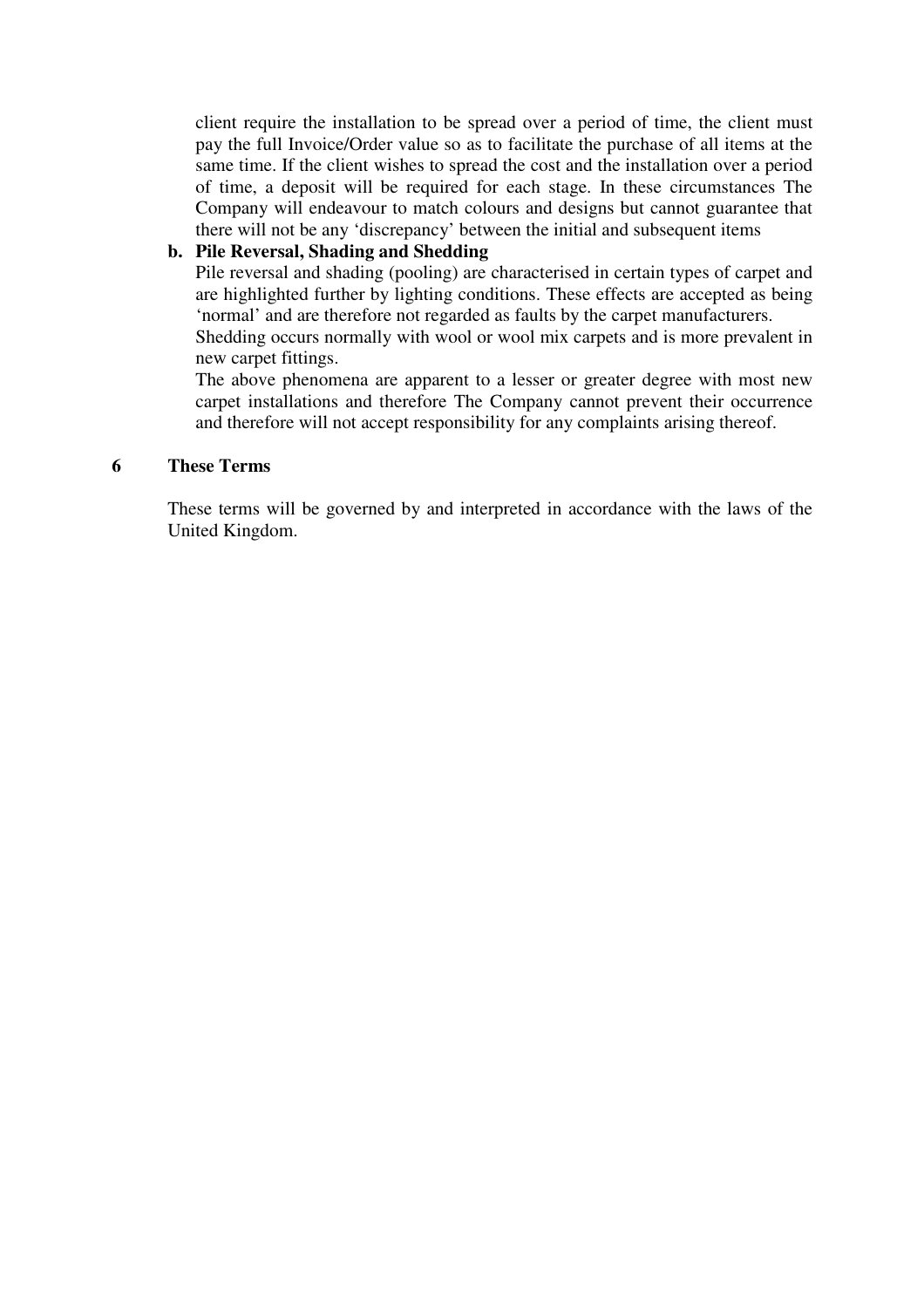client require the installation to be spread over a period of time, the client must pay the full Invoice/Order value so as to facilitate the purchase of all items at the same time. If the client wishes to spread the cost and the installation over a period of time, a deposit will be required for each stage. In these circumstances The Company will endeavour to match colours and designs but cannot guarantee that there will not be any 'discrepancy' between the initial and subsequent items

**b. Pile Reversal, Shading and Shedding**

Pile reversal and shading (pooling) are characterised in certain types of carpet and are highlighted further by lighting conditions. These effects are accepted as being 'normal' and are therefore not regarded as faults by the carpet manufacturers.

Shedding occurs normally with wool or wool mix carpets and is more prevalent in new carpet fittings.

The above phenomena are apparent to a lesser or greater degree with most new carpet installations and therefore The Company cannot prevent their occurrence and therefore will not accept responsibility for any complaints arising thereof.

## 6 These Terms

These terms will be governed by and interpreted in accordance with the laws of the United Kingdom.